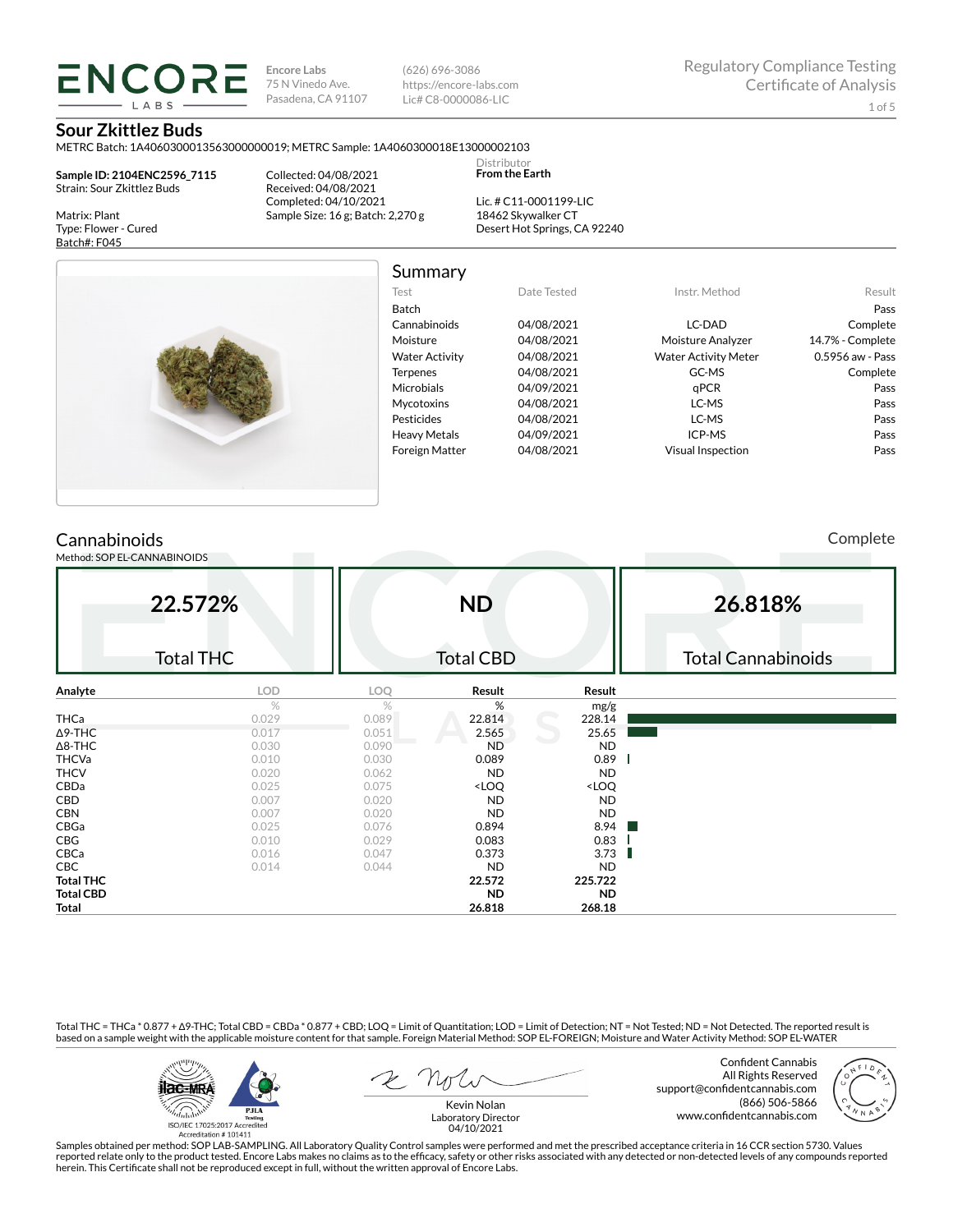**ENCORE LABS**

Encore Labs
75 N Vinedo Ave.
Pasadena, CA 91107

(626) 696-3086
https://encore-labs.com
Lic# C8-0000086-LIC

Regulatory Compliance Testing
Certificate of Analysis

# Sour Zkittlez Buds

METRC Batch: 1A4060300013563000000019; METRC Sample: 1A4060300018E13000002103

**Sample ID: 2104ENC2596_7115**
Strain: Sour Zkittlez Buds

Matrix: Plant
Type: Flower - Cured
Batch#: F045

Collected: 04/08/2021
Received: 04/08/2021
Completed: 04/10/2021
Sample Size: 16 g; Batch: 2,270 g

Distributor
**From the Earth**

Lic. # C11-0001199-LIC
18462 Skywalker CT
Desert Hot Springs, CA 92240

## Summary

| Test | Date Tested | Instr. Method | Result |
|---|---|---|---|
| Batch | | | Pass |
| Cannabinoids | 04/08/2021 | LC-DAD | Complete |
| Moisture | 04/08/2021 | Moisture Analyzer | 14.7% - Complete |
| Water Activity | 04/08/2021 | Water Activity Meter | 0.5956 aw - Pass |
| Terpenes | 04/08/2021 | GC-MS | Complete |
| Microbials | 04/09/2021 | qPCR | Pass |
| Mycotoxins | 04/08/2021 | LC-MS | Pass |
| Pesticides | 04/08/2021 | LC-MS | Pass |
| Heavy Metals | 04/09/2021 | ICP-MS | Pass |
| Foreign Matter | 04/08/2021 | Visual Inspection | Pass |

## Cannabinoids

Method: SOP EL-CANNABINOIDS

Complete

| 22.572% | ND | 26.818% |
|---|---|---|
| Total THC | Total CBD | Total Cannabinoids |

| Analyte | LOD | LOQ | Result | Result |
|---|---|---|---|---|
| | % | % | % | mg/g |
| THCa | 0.029 | 0.089 | 22.814 | 228.14 |
| Δ9-THC | 0.017 | 0.051 | 2.565 | 25.65 |
| Δ8-THC | 0.030 | 0.090 | ND | ND |
| THCVa | 0.010 | 0.030 | 0.089 | 0.89 |
| THCV | 0.020 | 0.062 | ND | ND |
| CBDa | 0.025 | 0.075 | <LOQ | <LOQ |
| CBD | 0.007 | 0.020 | ND | ND |
| CBN | 0.007 | 0.020 | ND | ND |
| CBGa | 0.025 | 0.076 | 0.894 | 8.94 |
| CBG | 0.010 | 0.029 | 0.083 | 0.83 |
| CBCa | 0.016 | 0.047 | 0.373 | 3.73 |
| CBC | 0.014 | 0.044 | ND | ND |
| **Total THC** | | | **22.572** | **225.722** |
| **Total CBD** | | | **ND** | **ND** |
| **Total** | | | **26.818** | **268.18** |

Total THC = THCa * 0.877 + Δ9-THC; Total CBD = CBDa * 0.877 + CBD; LOQ = Limit of Quantitation; LOD = Limit of Detection; NT = Not Tested; ND = Not Detected. The reported result is based on a sample weight with the applicable moisture content for that sample. Foreign Material Method: SOP EL-FOREIGN; Moisture and Water Activity Method: SOP EL-WATER

ISO/IEC 17025:2017 Accredited
Accreditation # 101411

Kevin Nolan
Laboratory Director
04/10/2021

Confident Cannabis
All Rights Reserved
support@confidentcannabis.com
(866) 506-5866
www.confidentcannabis.com

Samples obtained per method: SOP LAB-SAMPLING. All Laboratory Quality Control samples were performed and met the prescribed acceptance criteria in 16 CCR section 5730. Values reported relate only to the product tested. Encore Labs makes no claims as to the efficacy, safety or other risks associated with any detected or non-detected levels of any compounds reported herein. This Certificate shall not be reproduced except in full, without the written approval of Encore Labs.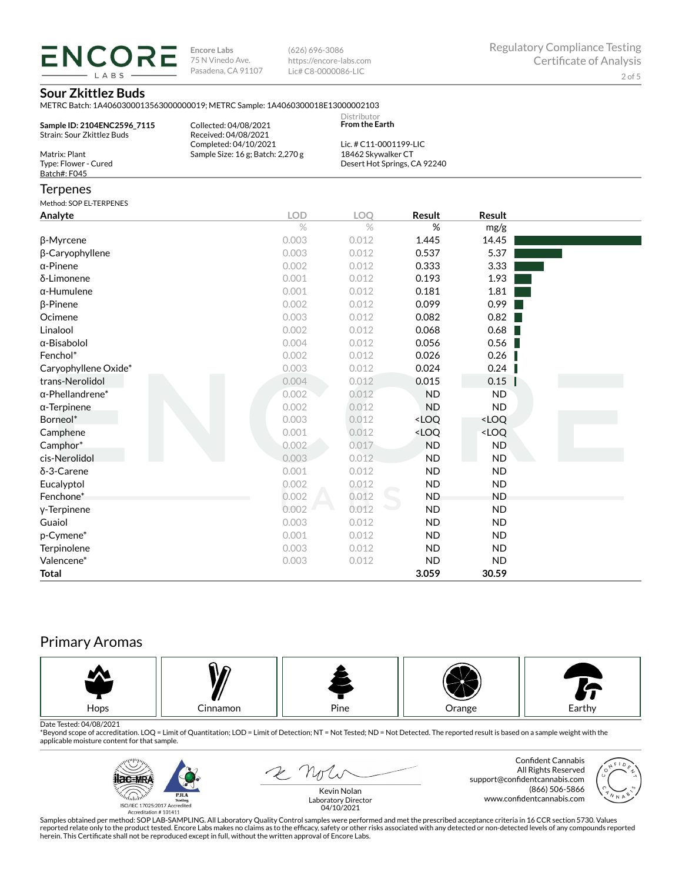ENCORE LABS

Encore Labs
75 N Vinedo Ave.
Pasadena, CA 91107

(626) 696-3086
https://encore-labs.com
Lic# C8-0000086-LIC

Regulatory Compliance Testing
Certificate of Analysis

## Sour Zkittlez Buds

METRC Batch: 1A4060300013563000000019; METRC Sample: 1A4060300018E13000002103

**Sample ID: 2104ENC2596_7115**
Strain: Sour Zkittlez Buds

Matrix: Plant
Type: Flower - Cured
Batch#: F045

Collected: 04/08/2021
Received: 04/08/2021
Completed: 04/10/2021
Sample Size: 16 g; Batch: 2,270 g

Distributor
**From the Earth**

Lic. # C11-0001199-LIC
18462 Skywalker CT
Desert Hot Springs, CA 92240

## Terpenes

Method: SOP EL-TERPENES

| Analyte | LOD | LOQ | Result | Result |
|---|---|---|---|---|
| | % | % | % | mg/g |
| β-Myrcene | 0.003 | 0.012 | 1.445 | 14.45 |
| β-Caryophyllene | 0.003 | 0.012 | 0.537 | 5.37 |
| α-Pinene | 0.002 | 0.012 | 0.333 | 3.33 |
| δ-Limonene | 0.001 | 0.012 | 0.193 | 1.93 |
| α-Humulene | 0.001 | 0.012 | 0.181 | 1.81 |
| β-Pinene | 0.002 | 0.012 | 0.099 | 0.99 |
| Ocimene | 0.003 | 0.012 | 0.082 | 0.82 |
| Linalool | 0.002 | 0.012 | 0.068 | 0.68 |
| α-Bisabolol | 0.004 | 0.012 | 0.056 | 0.56 |
| Fenchol* | 0.002 | 0.012 | 0.026 | 0.26 |
| Caryophyllene Oxide* | 0.003 | 0.012 | 0.024 | 0.24 |
| trans-Nerolidol | 0.004 | 0.012 | 0.015 | 0.15 |
| α-Phellandrene* | 0.002 | 0.012 | ND | ND |
| α-Terpinene | 0.002 | 0.012 | ND | ND |
| Borneol* | 0.003 | 0.012 | <LOQ | <LOQ |
| Camphene | 0.001 | 0.012 | <LOQ | <LOQ |
| Camphor* | 0.002 | 0.017 | ND | ND |
| cis-Nerolidol | 0.003 | 0.012 | ND | ND |
| δ-3-Carene | 0.001 | 0.012 | ND | ND |
| Eucalyptol | 0.002 | 0.012 | ND | ND |
| Fenchone* | 0.002 | 0.012 | ND | ND |
| γ-Terpinene | 0.002 | 0.012 | ND | ND |
| Guaiol | 0.003 | 0.012 | ND | ND |
| p-Cymene* | 0.001 | 0.012 | ND | ND |
| Terpinolene | 0.003 | 0.012 | ND | ND |
| Valencene* | 0.003 | 0.012 | ND | ND |
| **Total** | | | **3.059** | **30.59** |

## Primary Aromas

Hops | Cinnamon | Pine | Orange | Earthy

Date Tested: 04/08/2021
*Beyond scope of accreditation. LOQ = Limit of Quantitation; LOD = Limit of Detection; NT = Not Tested; ND = Not Detected. The reported result is based on a sample weight with the applicable moisture content for that sample.

ISO/IEC 17025:2017 Accredited
Accreditation # 101411

Kevin Nolan
Laboratory Director
04/10/2021

Confident Cannabis
All Rights Reserved
support@confidentcannabis.com
(866) 506-5866
www.confidentcannabis.com

Samples obtained per method: SOP LAB-SAMPLING. All Laboratory Quality Control samples were performed and met the prescribed acceptance criteria in 16 CCR section 5730. Values reported relate only to the product tested. Encore Labs makes no claims as to the efficacy, safety or other risks associated with any detected or non-detected levels of any compounds reported herein. This Certificate shall not be reproduced except in full, without the written approval of Encore Labs.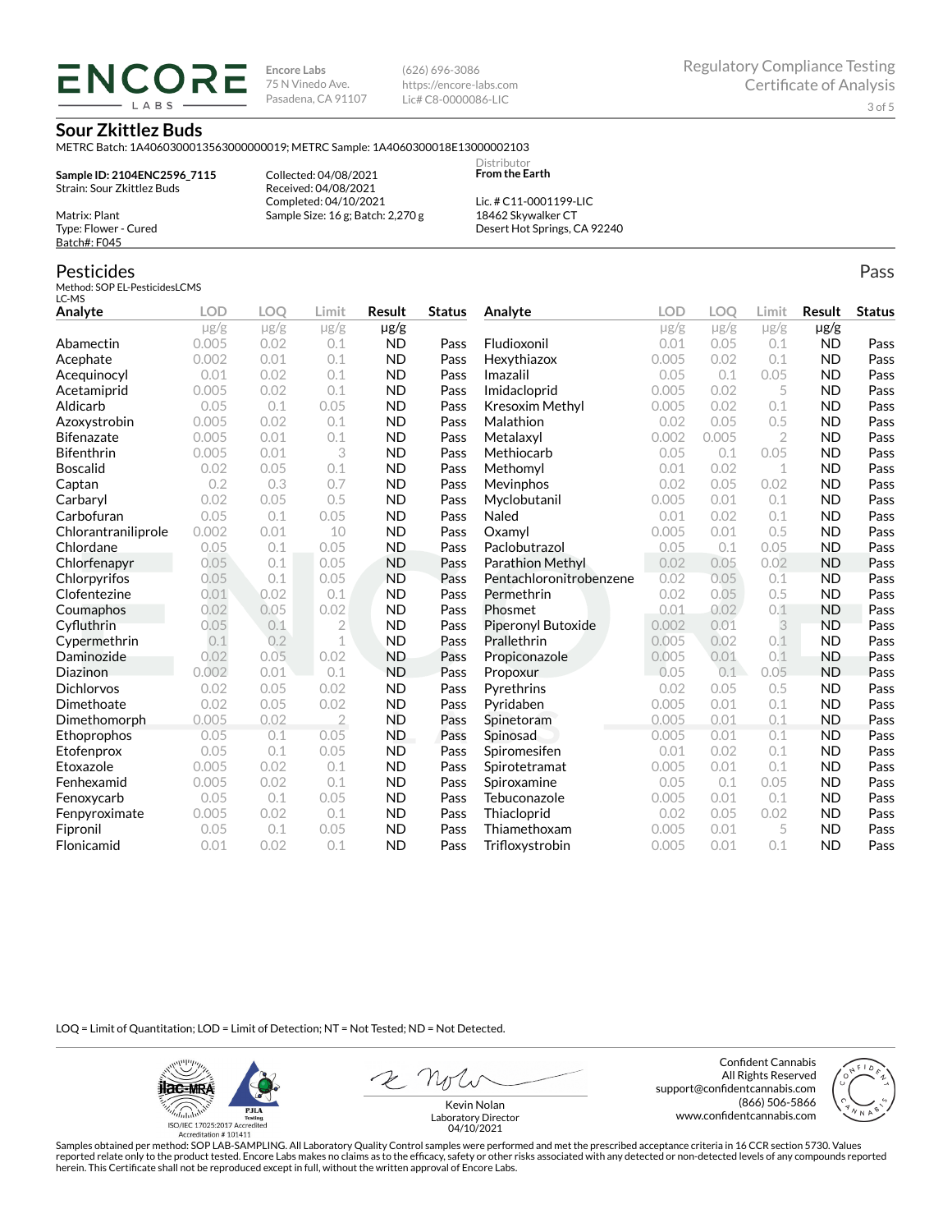# Sour Zkittlez Buds

METRC Batch: 1A4060300013563000000019; METRC Sample: 1A4060300018E13000002103

**Sample ID: 2104ENC2596_7115**
Strain: Sour Zkittlez Buds

Matrix: Plant
Type: Flower - Cured
Batch#: F045

Collected: 04/08/2021
Received: 04/08/2021
Completed: 04/10/2021
Sample Size: 16 g; Batch: 2,270 g

Distributor
**From the Earth**

Lic. # C11-0001199-LIC
18462 Skywalker CT
Desert Hot Springs, CA 92240

## Pesticides

Pass

Method: SOP EL-PesticidesLCMS
LC-MS

| Analyte | LOD | LOQ | Limit | Result | Status |
|---|---|---|---|---|---|
| | µg/g | µg/g | µg/g | µg/g | |
| Abamectin | 0.005 | 0.02 | 0.1 | ND | Pass |
| Acephate | 0.002 | 0.01 | 0.1 | ND | Pass |
| Acequinocyl | 0.01 | 0.02 | 0.1 | ND | Pass |
| Acetamiprid | 0.005 | 0.02 | 0.1 | ND | Pass |
| Aldicarb | 0.05 | 0.1 | 0.05 | ND | Pass |
| Azoxystrobin | 0.005 | 0.02 | 0.1 | ND | Pass |
| Bifenazate | 0.005 | 0.01 | 0.1 | ND | Pass |
| Bifenthrin | 0.005 | 0.01 | 3 | ND | Pass |
| Boscalid | 0.02 | 0.05 | 0.1 | ND | Pass |
| Captan | 0.2 | 0.3 | 0.7 | ND | Pass |
| Carbaryl | 0.02 | 0.05 | 0.5 | ND | Pass |
| Carbofuran | 0.05 | 0.1 | 0.05 | ND | Pass |
| Chlorantraniliprole | 0.002 | 0.01 | 10 | ND | Pass |
| Chlordane | 0.05 | 0.1 | 0.05 | ND | Pass |
| Chlorfenapyr | 0.05 | 0.1 | 0.05 | ND | Pass |
| Chlorpyrifos | 0.05 | 0.1 | 0.05 | ND | Pass |
| Clofentezine | 0.01 | 0.02 | 0.1 | ND | Pass |
| Coumaphos | 0.02 | 0.05 | 0.02 | ND | Pass |
| Cyfluthrin | 0.05 | 0.1 | 2 | ND | Pass |
| Cypermethrin | 0.1 | 0.2 | 1 | ND | Pass |
| Daminozide | 0.02 | 0.05 | 0.02 | ND | Pass |
| Diazinon | 0.002 | 0.01 | 0.1 | ND | Pass |
| Dichlorvos | 0.02 | 0.05 | 0.02 | ND | Pass |
| Dimethoate | 0.02 | 0.05 | 0.02 | ND | Pass |
| Dimethomorph | 0.005 | 0.02 | 2 | ND | Pass |
| Ethoprophos | 0.05 | 0.1 | 0.05 | ND | Pass |
| Etofenprox | 0.05 | 0.1 | 0.05 | ND | Pass |
| Etoxazole | 0.005 | 0.02 | 0.1 | ND | Pass |
| Fenhexamid | 0.005 | 0.02 | 0.1 | ND | Pass |
| Fenoxycarb | 0.05 | 0.1 | 0.05 | ND | Pass |
| Fenpyroximate | 0.005 | 0.02 | 0.1 | ND | Pass |
| Fipronil | 0.05 | 0.1 | 0.05 | ND | Pass |
| Flonicamid | 0.01 | 0.02 | 0.1 | ND | Pass |
| Fludioxonil | 0.01 | 0.05 | 0.1 | ND | Pass |
| Hexythiazox | 0.005 | 0.02 | 0.1 | ND | Pass |
| Imazalil | 0.05 | 0.1 | 0.05 | ND | Pass |
| Imidacloprid | 0.005 | 0.02 | 5 | ND | Pass |
| Kresoxim Methyl | 0.005 | 0.02 | 0.1 | ND | Pass |
| Malathion | 0.02 | 0.05 | 0.5 | ND | Pass |
| Metalaxyl | 0.002 | 0.005 | 2 | ND | Pass |
| Methiocarb | 0.05 | 0.1 | 0.05 | ND | Pass |
| Methomyl | 0.01 | 0.02 | 1 | ND | Pass |
| Mevinphos | 0.02 | 0.05 | 0.02 | ND | Pass |
| Myclobutanil | 0.005 | 0.01 | 0.1 | ND | Pass |
| Naled | 0.01 | 0.02 | 0.1 | ND | Pass |
| Oxamyl | 0.005 | 0.01 | 0.5 | ND | Pass |
| Paclobutrazol | 0.05 | 0.1 | 0.05 | ND | Pass |
| Parathion Methyl | 0.02 | 0.05 | 0.02 | ND | Pass |
| Pentachloronitrobenzene | 0.02 | 0.05 | 0.1 | ND | Pass |
| Permethrin | 0.02 | 0.05 | 0.5 | ND | Pass |
| Phosmet | 0.01 | 0.02 | 0.1 | ND | Pass |
| Piperonyl Butoxide | 0.002 | 0.01 | 3 | ND | Pass |
| Prallethrin | 0.005 | 0.02 | 0.1 | ND | Pass |
| Propiconazole | 0.005 | 0.01 | 0.1 | ND | Pass |
| Propoxur | 0.05 | 0.1 | 0.05 | ND | Pass |
| Pyrethrins | 0.02 | 0.05 | 0.5 | ND | Pass |
| Pyridaben | 0.005 | 0.01 | 0.1 | ND | Pass |
| Spinetoram | 0.005 | 0.01 | 0.1 | ND | Pass |
| Spinosad | 0.005 | 0.01 | 0.1 | ND | Pass |
| Spiromesifen | 0.01 | 0.02 | 0.1 | ND | Pass |
| Spirotetramat | 0.005 | 0.01 | 0.1 | ND | Pass |
| Spiroxamine | 0.05 | 0.1 | 0.05 | ND | Pass |
| Tebuconazole | 0.005 | 0.01 | 0.1 | ND | Pass |
| Thiacloprid | 0.02 | 0.05 | 0.02 | ND | Pass |
| Thiamethoxam | 0.005 | 0.01 | 5 | ND | Pass |
| Trifloxystrobin | 0.005 | 0.01 | 0.1 | ND | Pass |

LOQ = Limit of Quantitation; LOD = Limit of Detection; NT = Not Tested; ND = Not Detected.

ISO/IEC 17025:2017 Accredited
Accreditation # 101411

Kevin Nolan
Laboratory Director
04/10/2021

Confident Cannabis
All Rights Reserved
support@confidentcannabis.com
(866) 506-5866
www.confidentcannabis.com

Samples obtained per method: SOP LAB-SAMPLING. All Laboratory Quality Control samples were performed and met the prescribed acceptance criteria in 16 CCR section 5730. Values reported relate only to the product tested. Encore Labs makes no claims as to the efficacy, safety or other risks associated with any detected or non-detected levels of any compounds reported herein. This Certificate shall not be reproduced except in full, without the written approval of Encore Labs.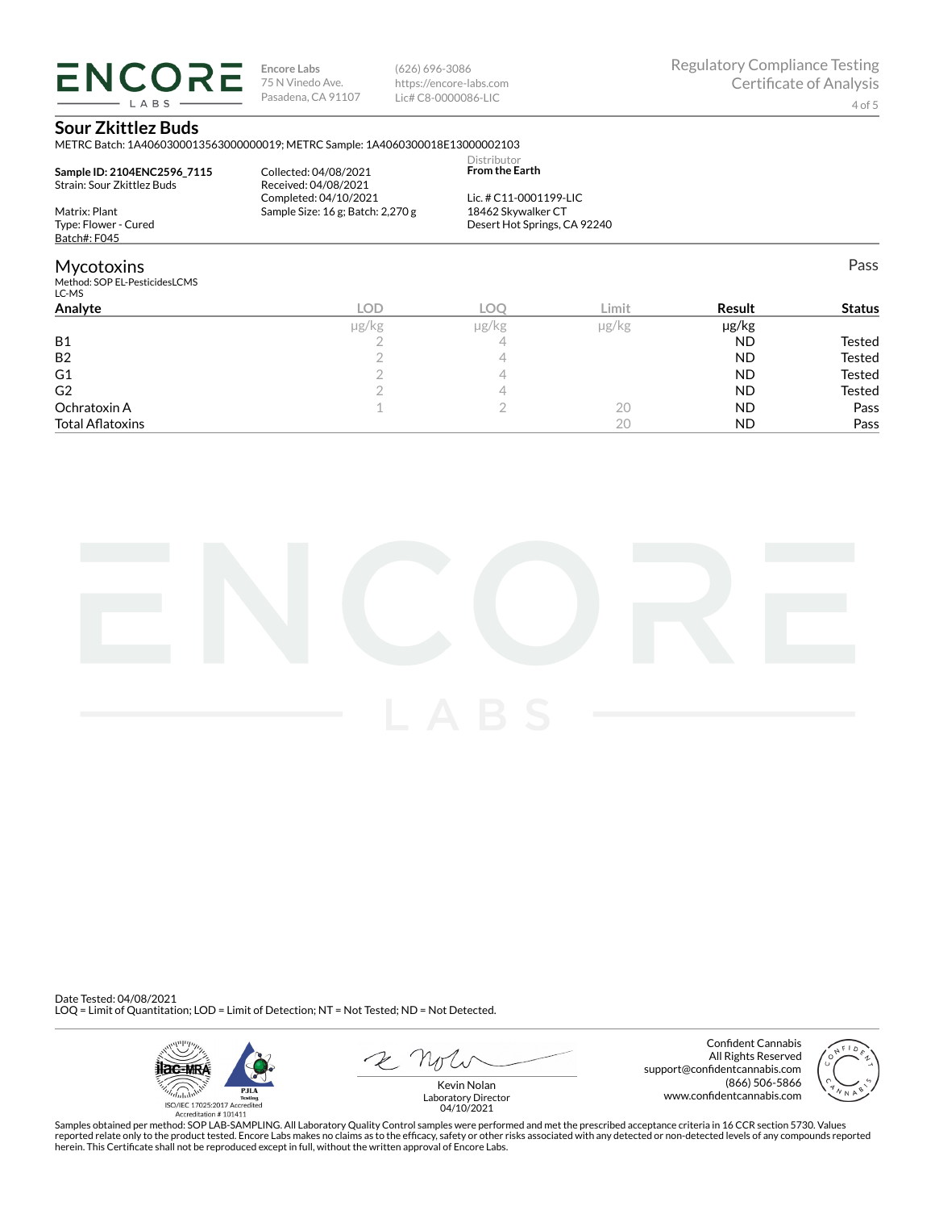**Encore Labs**
75 N Vinedo Ave.
Pasadena, CA 91107

(626) 696-3086
https://encore-labs.com
Lic# C8-0000086-LIC

Regulatory Compliance Testing
Certificate of Analysis

## Sour Zkittlez Buds

METRC Batch: 1A4060300013563000000019; METRC Sample: 1A4060300018E13000002103

**Sample ID: 2104ENC2596_7115**
Strain: Sour Zkittlez Buds

Matrix: Plant
Type: Flower - Cured
Batch#: F045

Collected: 04/08/2021
Received: 04/08/2021
Completed: 04/10/2021
Sample Size: 16 g; Batch: 2,270 g

Distributor
**From the Earth**

Lic. # C11-0001199-LIC
18462 Skywalker CT
Desert Hot Springs, CA 92240

## Mycotoxins

Pass

Method: SOP EL-PesticidesLCMS
LC-MS

| Analyte | LOD | LOQ | Limit | Result | Status |
|---|---|---|---|---|---|
| | μg/kg | μg/kg | μg/kg | μg/kg | |
| B1 | 2 | 4 | | ND | Tested |
| B2 | 2 | 4 | | ND | Tested |
| G1 | 2 | 4 | | ND | Tested |
| G2 | 2 | 4 | | ND | Tested |
| Ochratoxin A | 1 | 2 | 20 | ND | Pass |
| Total Aflatoxins | | | 20 | ND | Pass |

Date Tested: 04/08/2021
LOQ = Limit of Quantitation; LOD = Limit of Detection; NT = Not Tested; ND = Not Detected.

ISO/IEC 17025:2017 Accredited
Accreditation # 101411

Kevin Nolan
Laboratory Director
04/10/2021

Confident Cannabis
All Rights Reserved
support@confidentcannabis.com
(866) 506-5866
www.confidentcannabis.com

Samples obtained per method: SOP LAB-SAMPLING. All Laboratory Quality Control samples were performed and met the prescribed acceptance criteria in 16 CCR section 5730. Values reported relate only to the product tested. Encore Labs makes no claims as to the efficacy, safety or other risks associated with any detected or non-detected levels of any compounds reported herein. This Certificate shall not be reproduced except in full, without the written approval of Encore Labs.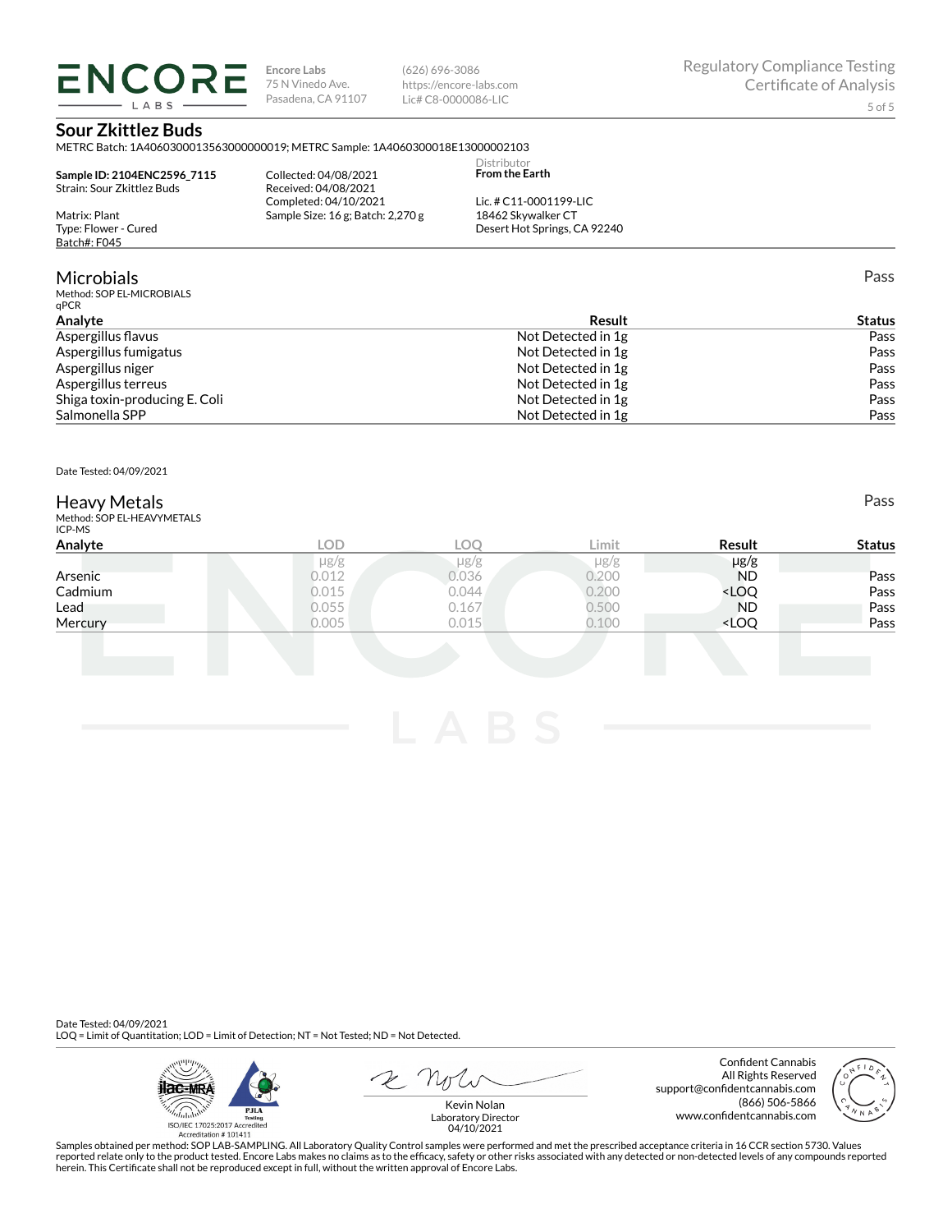**Encore Labs**
75 N Vinedo Ave.
Pasadena, CA 91107

(626) 696-3086
https://encore-labs.com
Lic# C8-0000086-LIC

Regulatory Compliance Testing
Certificate of Analysis

# Sour Zkittlez Buds

METRC Batch: 1A4060300013563000000019; METRC Sample: 1A4060300018E13000002103

**Sample ID: 2104ENC2596_7115**
Strain: Sour Zkittlez Buds

Matrix: Plant
Type: Flower - Cured
Batch#: F045

Collected: 04/08/2021
Received: 04/08/2021
Completed: 04/10/2021
Sample Size: 16 g; Batch: 2,270 g

Distributor
**From the Earth**

Lic. # C11-0001199-LIC
18462 Skywalker CT
Desert Hot Springs, CA 92240

## Microbials

Pass

Method: SOP EL-MICROBIALS
qPCR

| Analyte | Result | Status |
|---|---|---|
| Aspergillus flavus | Not Detected in 1g | Pass |
| Aspergillus fumigatus | Not Detected in 1g | Pass |
| Aspergillus niger | Not Detected in 1g | Pass |
| Aspergillus terreus | Not Detected in 1g | Pass |
| Shiga toxin-producing E. Coli | Not Detected in 1g | Pass |
| Salmonella SPP | Not Detected in 1g | Pass |

Date Tested: 04/09/2021

## Heavy Metals

Pass

Method: SOP EL-HEAVYMETALS
ICP-MS

| Analyte | LOD | LOQ | Limit | Result | Status |
|---|---|---|---|---|---|
| | μg/g | μg/g | μg/g | μg/g | |
| Arsenic | 0.012 | 0.036 | 0.200 | ND | Pass |
| Cadmium | 0.015 | 0.044 | 0.200 | <LOQ | Pass |
| Lead | 0.055 | 0.167 | 0.500 | ND | Pass |
| Mercury | 0.005 | 0.015 | 0.100 | <LOQ | Pass |

Date Tested: 04/09/2021
LOQ = Limit of Quantitation; LOD = Limit of Detection; NT = Not Tested; ND = Not Detected.

ISO/IEC 17025:2017 Accredited
Accreditation # 101411

Kevin Nolan
Laboratory Director
04/10/2021

Confident Cannabis
All Rights Reserved
support@confidentcannabis.com
(866) 506-5866
www.confidentcannabis.com

Samples obtained per method: SOP LAB-SAMPLING. All Laboratory Quality Control samples were performed and met the prescribed acceptance criteria in 16 CCR section 5730. Values reported relate only to the product tested. Encore Labs makes no claims as to the efficacy, safety or other risks associated with any detected or non-detected levels of any compounds reported herein. This Certificate shall not be reproduced except in full, without the written approval of Encore Labs.